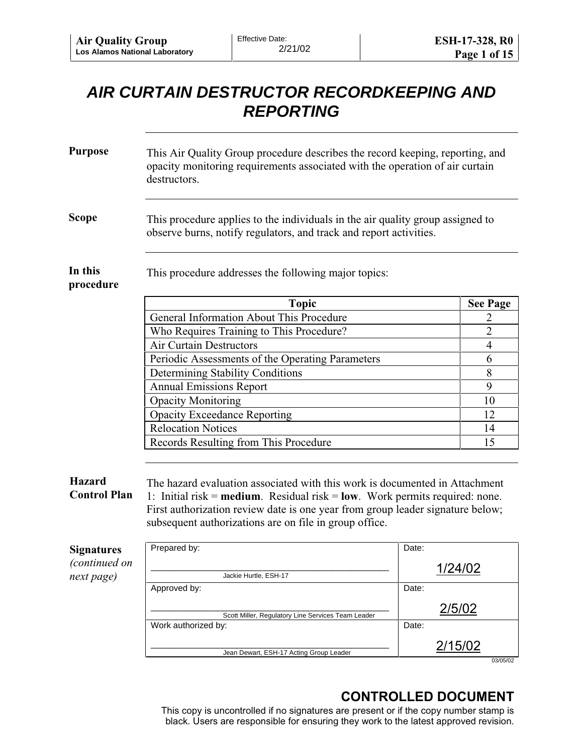# AIR CURTAIN DESTRUCTOR RECORDKEEPING AND REPORTING

**Purpose**

This Air Quality Group procedure describes the record keeping, reporting, and opacity monitoring requirements associated with the operation of air curtain destructors.

**Scope**

This procedure applies to the individuals in the air quality group assigned to observe burns, notify regulators, and track and report activities.

**In this procedure**

This procedure addresses the following major topics:

| Topic | See Page |
|---|---|
| General Information About This Procedure | 2 |
| Who Requires Training to This Procedure? | 2 |
| Air Curtain Destructors | 4 |
| Periodic Assessments of the Operating Parameters | 6 |
| Determining Stability Conditions | 8 |
| Annual Emissions Report | 9 |
| Opacity Monitoring | 10 |
| Opacity Exceedance Reporting | 12 |
| Relocation Notices | 14 |
| Records Resulting from This Procedure | 15 |

**Hazard Control Plan**

The hazard evaluation associated with this work is documented in Attachment 1: Initial risk = **medium**. Residual risk = **low**. Work permits required: none. First authorization review date is one year from group leader signature below; subsequent authorizations are on file in group office.

**Signatures** *(continued on next page)*

| Prepared by: | Date: |
|---|---|
| Jackie Hurtle, ESH-17 | 1/24/02 |
| Approved by: | Date: |
| Scott Miller, Regulatory Line Services Team Leader | 2/5/02 |
| Work authorized by: | Date: |
| Jean Dewart, ESH-17 Acting Group Leader | 2/15/02 |

03/05/02

**CONTROLLED DOCUMENT**

This copy is uncontrolled if no signatures are present or if the copy number stamp is black. Users are responsible for ensuring they work to the latest approved revision.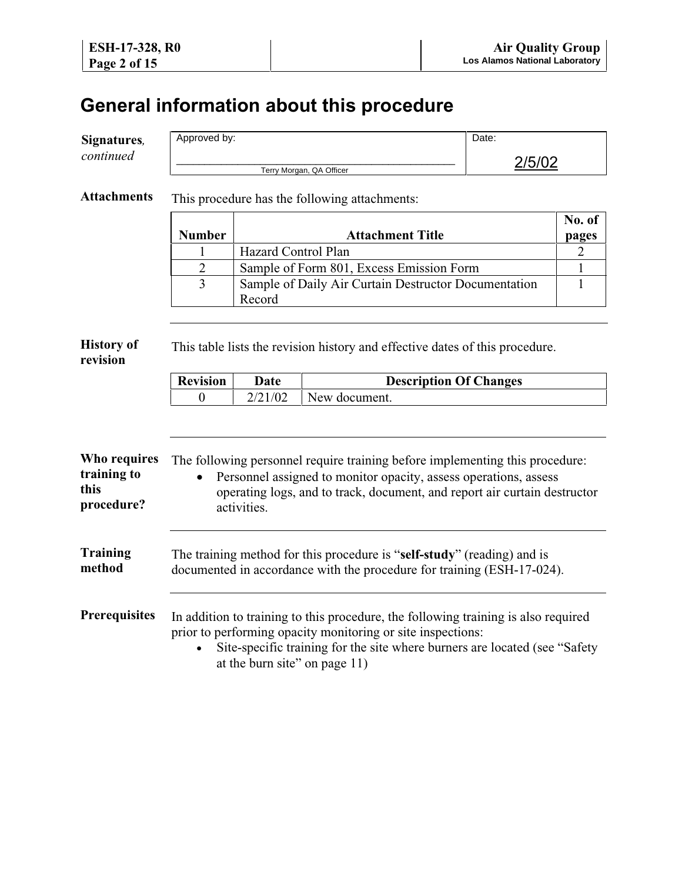# General information about this procedure

**Signatures**, *continued*

| Approved by: | Date: |
|---|---|
| _______________ Terry Morgan, QA Officer | 2/5/02 |

**Attachments**

This procedure has the following attachments:

| Number | Attachment Title | No. of pages |
|---|---|---|
| 1 | Hazard Control Plan | 2 |
| 2 | Sample of Form 801, Excess Emission Form | 1 |
| 3 | Sample of Daily Air Curtain Destructor Documentation Record | 1 |

**History of revision**

This table lists the revision history and effective dates of this procedure.

| Revision | Date | Description Of Changes |
|---|---|---|
| 0 | 2/21/02 | New document. |

**Who requires training to this procedure?**

The following personnel require training before implementing this procedure:

- Personnel assigned to monitor opacity, assess operations, assess operating logs, and to track, document, and report air curtain destructor activities.

**Training method**

The training method for this procedure is "**self-study**" (reading) and is documented in accordance with the procedure for training (ESH-17-024).

**Prerequisites**

In addition to training to this procedure, the following training is also required prior to performing opacity monitoring or site inspections:

- Site-specific training for the site where burners are located (see "Safety at the burn site" on page 11)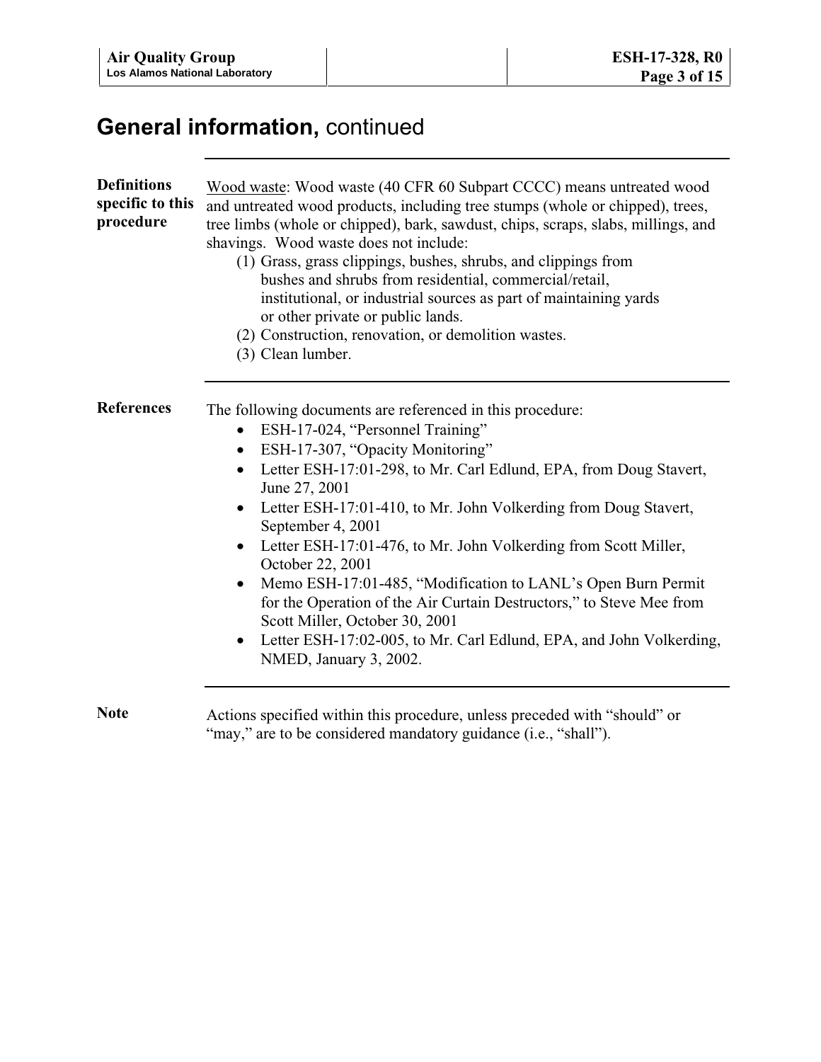# General information, continued

**Definitions specific to this procedure**

Wood waste: Wood waste (40 CFR 60 Subpart CCCC) means untreated wood and untreated wood products, including tree stumps (whole or chipped), trees, tree limbs (whole or chipped), bark, sawdust, chips, scraps, slabs, millings, and shavings. Wood waste does not include:

(1) Grass, grass clippings, bushes, shrubs, and clippings from bushes and shrubs from residential, commercial/retail, institutional, or industrial sources as part of maintaining yards or other private or public lands.
(2) Construction, renovation, or demolition wastes.
(3) Clean lumber.

**References**

The following documents are referenced in this procedure:

- ESH-17-024, "Personnel Training"
- ESH-17-307, "Opacity Monitoring"
- Letter ESH-17:01-298, to Mr. Carl Edlund, EPA, from Doug Stavert, June 27, 2001
- Letter ESH-17:01-410, to Mr. John Volkerding from Doug Stavert, September 4, 2001
- Letter ESH-17:01-476, to Mr. John Volkerding from Scott Miller, October 22, 2001
- Memo ESH-17:01-485, "Modification to LANL's Open Burn Permit for the Operation of the Air Curtain Destructors," to Steve Mee from Scott Miller, October 30, 2001
- Letter ESH-17:02-005, to Mr. Carl Edlund, EPA, and John Volkerding, NMED, January 3, 2002.

**Note**

Actions specified within this procedure, unless preceded with "should" or "may," are to be considered mandatory guidance (i.e., "shall").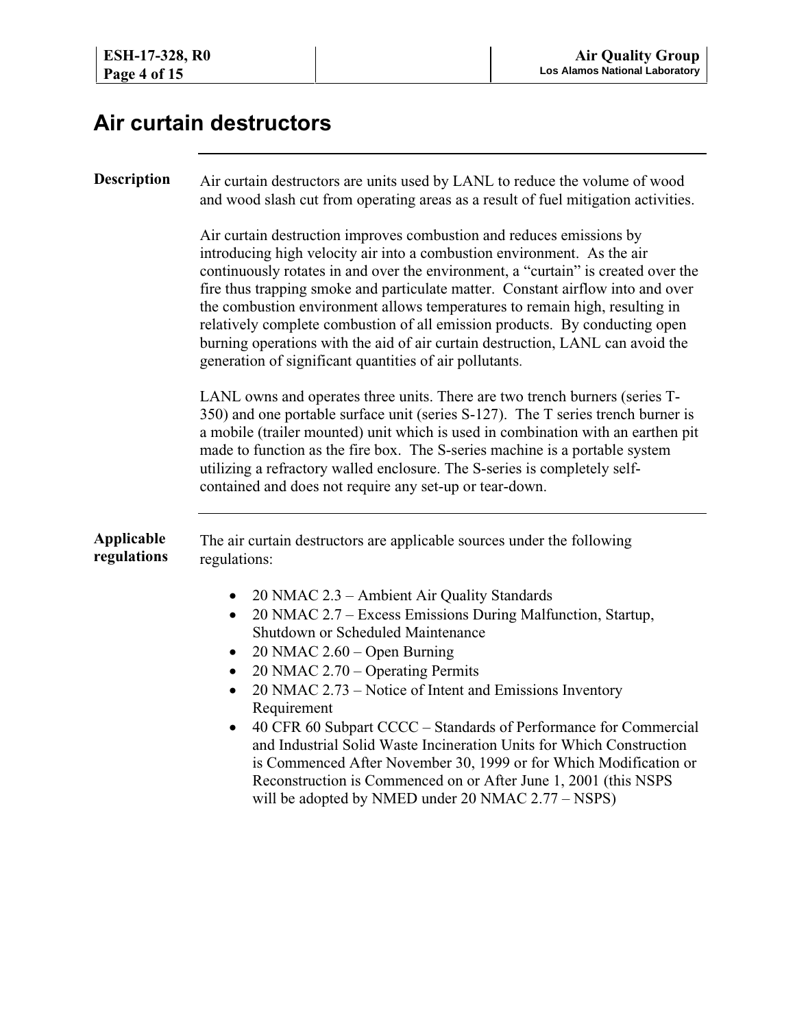# Air curtain destructors

**Description**

Air curtain destructors are units used by LANL to reduce the volume of wood and wood slash cut from operating areas as a result of fuel mitigation activities.

Air curtain destruction improves combustion and reduces emissions by introducing high velocity air into a combustion environment. As the air continuously rotates in and over the environment, a "curtain" is created over the fire thus trapping smoke and particulate matter. Constant airflow into and over the combustion environment allows temperatures to remain high, resulting in relatively complete combustion of all emission products. By conducting open burning operations with the aid of air curtain destruction, LANL can avoid the generation of significant quantities of air pollutants.

LANL owns and operates three units. There are two trench burners (series T-350) and one portable surface unit (series S-127). The T series trench burner is a mobile (trailer mounted) unit which is used in combination with an earthen pit made to function as the fire box. The S-series machine is a portable system utilizing a refractory walled enclosure. The S-series is completely self-contained and does not require any set-up or tear-down.

**Applicable regulations**

The air curtain destructors are applicable sources under the following regulations:

- 20 NMAC 2.3 – Ambient Air Quality Standards
- 20 NMAC 2.7 – Excess Emissions During Malfunction, Startup, Shutdown or Scheduled Maintenance
- 20 NMAC 2.60 – Open Burning
- 20 NMAC 2.70 – Operating Permits
- 20 NMAC 2.73 – Notice of Intent and Emissions Inventory Requirement
- 40 CFR 60 Subpart CCCC – Standards of Performance for Commercial and Industrial Solid Waste Incineration Units for Which Construction is Commenced After November 30, 1999 or for Which Modification or Reconstruction is Commenced on or After June 1, 2001 (this NSPS will be adopted by NMED under 20 NMAC 2.77 – NSPS)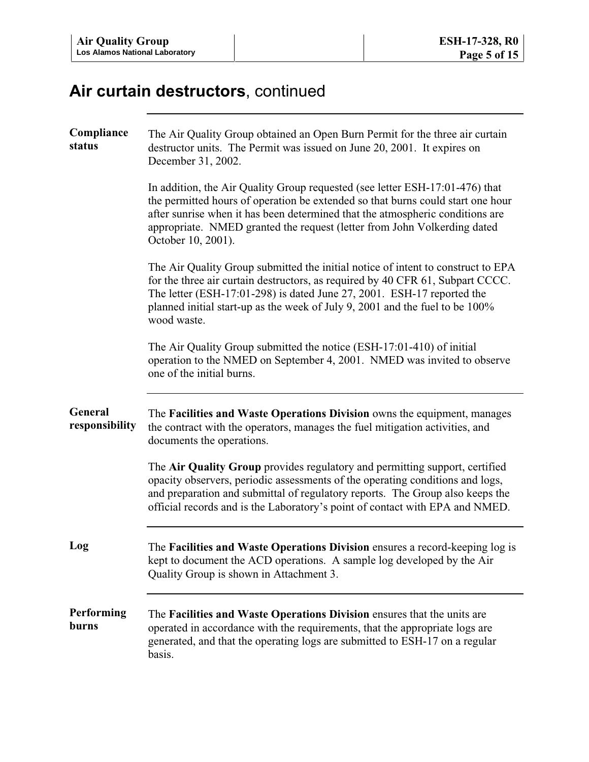# **Air curtain destructors**, continued

**Compliance status**

The Air Quality Group obtained an Open Burn Permit for the three air curtain destructor units. The Permit was issued on June 20, 2001. It expires on December 31, 2002.

In addition, the Air Quality Group requested (see letter ESH-17:01-476) that the permitted hours of operation be extended so that burns could start one hour after sunrise when it has been determined that the atmospheric conditions are appropriate. NMED granted the request (letter from John Volkerding dated October 10, 2001).

The Air Quality Group submitted the initial notice of intent to construct to EPA for the three air curtain destructors, as required by 40 CFR 61, Subpart CCCC. The letter (ESH-17:01-298) is dated June 27, 2001. ESH-17 reported the planned initial start-up as the week of July 9, 2001 and the fuel to be 100% wood waste.

The Air Quality Group submitted the notice (ESH-17:01-410) of initial operation to the NMED on September 4, 2001. NMED was invited to observe one of the initial burns.

**General responsibility**

The **Facilities and Waste Operations Division** owns the equipment, manages the contract with the operators, manages the fuel mitigation activities, and documents the operations.

The **Air Quality Group** provides regulatory and permitting support, certified opacity observers, periodic assessments of the operating conditions and logs, and preparation and submittal of regulatory reports. The Group also keeps the official records and is the Laboratory's point of contact with EPA and NMED.

**Log**

The **Facilities and Waste Operations Division** ensures a record-keeping log is kept to document the ACD operations. A sample log developed by the Air Quality Group is shown in Attachment 3.

**Performing burns**

The **Facilities and Waste Operations Division** ensures that the units are operated in accordance with the requirements, that the appropriate logs are generated, and that the operating logs are submitted to ESH-17 on a regular basis.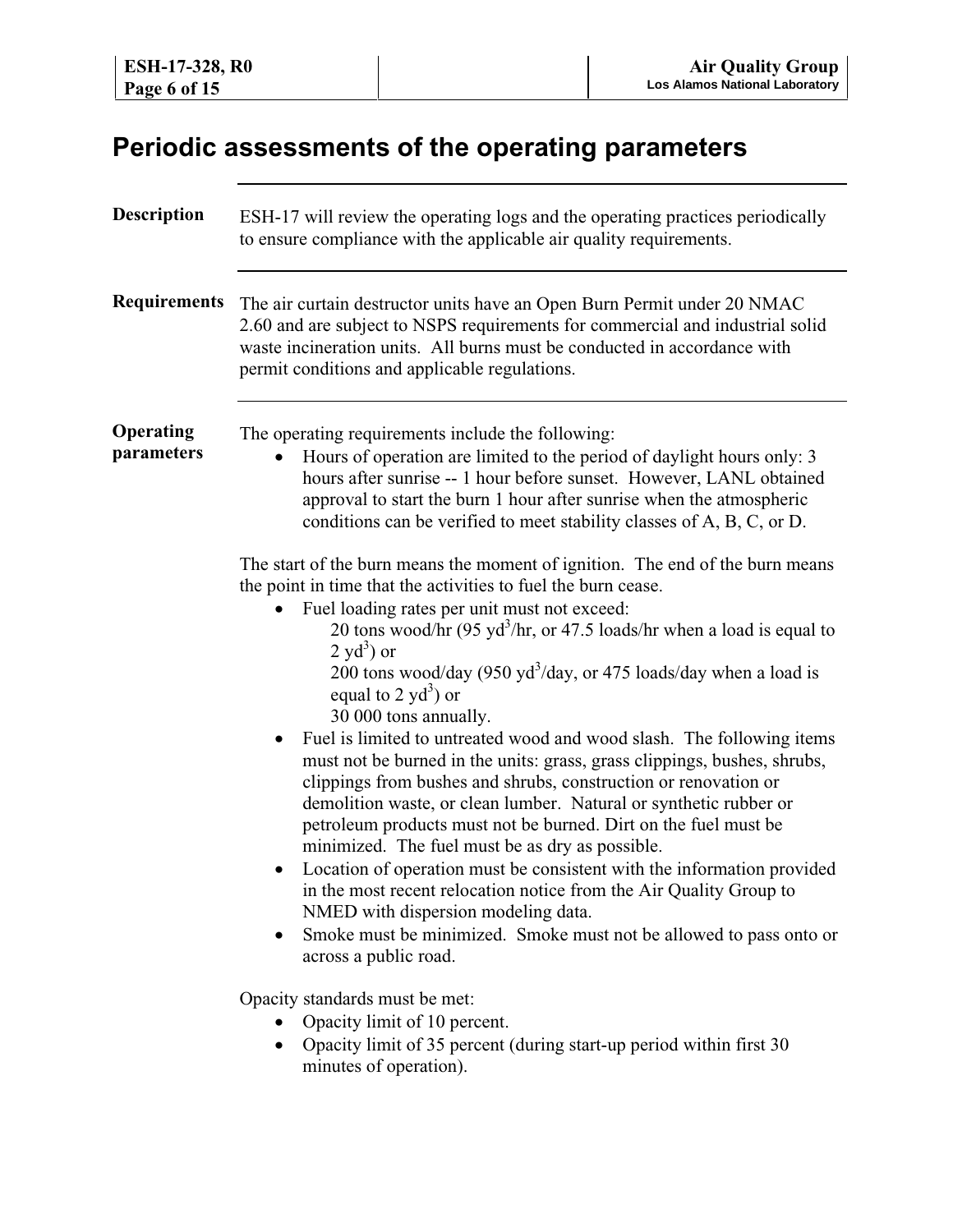# Periodic assessments of the operating parameters

**Description**

ESH-17 will review the operating logs and the operating practices periodically to ensure compliance with the applicable air quality requirements.

**Requirements**

The air curtain destructor units have an Open Burn Permit under 20 NMAC 2.60 and are subject to NSPS requirements for commercial and industrial solid waste incineration units. All burns must be conducted in accordance with permit conditions and applicable regulations.

**Operating parameters**

The operating requirements include the following:

- Hours of operation are limited to the period of daylight hours only: 3 hours after sunrise -- 1 hour before sunset. However, LANL obtained approval to start the burn 1 hour after sunrise when the atmospheric conditions can be verified to meet stability classes of A, B, C, or D.

The start of the burn means the moment of ignition. The end of the burn means the point in time that the activities to fuel the burn cease.

- Fuel loading rates per unit must not exceed:
  20 tons wood/hr (95 $yd^3$/hr, or 47.5 loads/hr when a load is equal to 2 $yd^3$) or
  200 tons wood/day (950 $yd^3$/day, or 475 loads/day when a load is equal to 2 $yd^3$) or
  30 000 tons annually.
- Fuel is limited to untreated wood and wood slash. The following items must not be burned in the units: grass, grass clippings, bushes, shrubs, clippings from bushes and shrubs, construction or renovation or demolition waste, or clean lumber. Natural or synthetic rubber or petroleum products must not be burned. Dirt on the fuel must be minimized. The fuel must be as dry as possible.
- Location of operation must be consistent with the information provided in the most recent relocation notice from the Air Quality Group to NMED with dispersion modeling data.
- Smoke must be minimized. Smoke must not be allowed to pass onto or across a public road.

Opacity standards must be met:

- Opacity limit of 10 percent.
- Opacity limit of 35 percent (during start-up period within first 30 minutes of operation).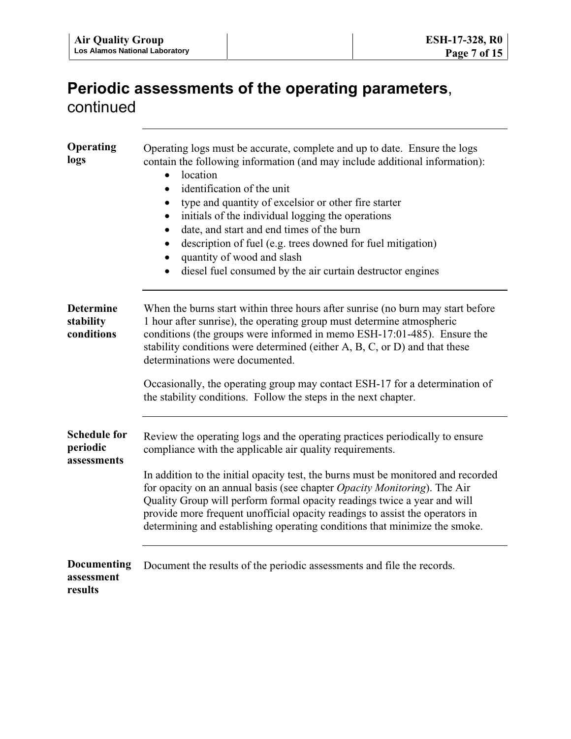# **Periodic assessments of the operating parameters**, continued

---

**Operating logs**

Operating logs must be accurate, complete and up to date. Ensure the logs contain the following information (and may include additional information):

- location
- identification of the unit
- type and quantity of excelsior or other fire starter
- initials of the individual logging the operations
- date, and start and end times of the burn
- description of fuel (e.g. trees downed for fuel mitigation)
- quantity of wood and slash
- diesel fuel consumed by the air curtain destructor engines

---

**Determine stability conditions**

When the burns start within three hours after sunrise (no burn may start before 1 hour after sunrise), the operating group must determine atmospheric conditions (the groups were informed in memo ESH-17:01-485). Ensure the stability conditions were determined (either A, B, C, or D) and that these determinations were documented.

Occasionally, the operating group may contact ESH-17 for a determination of the stability conditions. Follow the steps in the next chapter.

---

**Schedule for periodic assessments**

Review the operating logs and the operating practices periodically to ensure compliance with the applicable air quality requirements.

In addition to the initial opacity test, the burns must be monitored and recorded for opacity on an annual basis (see chapter *Opacity Monitoring*). The Air Quality Group will perform formal opacity readings twice a year and will provide more frequent unofficial opacity readings to assist the operators in determining and establishing operating conditions that minimize the smoke.

---

**Documenting assessment results**

Document the results of the periodic assessments and file the records.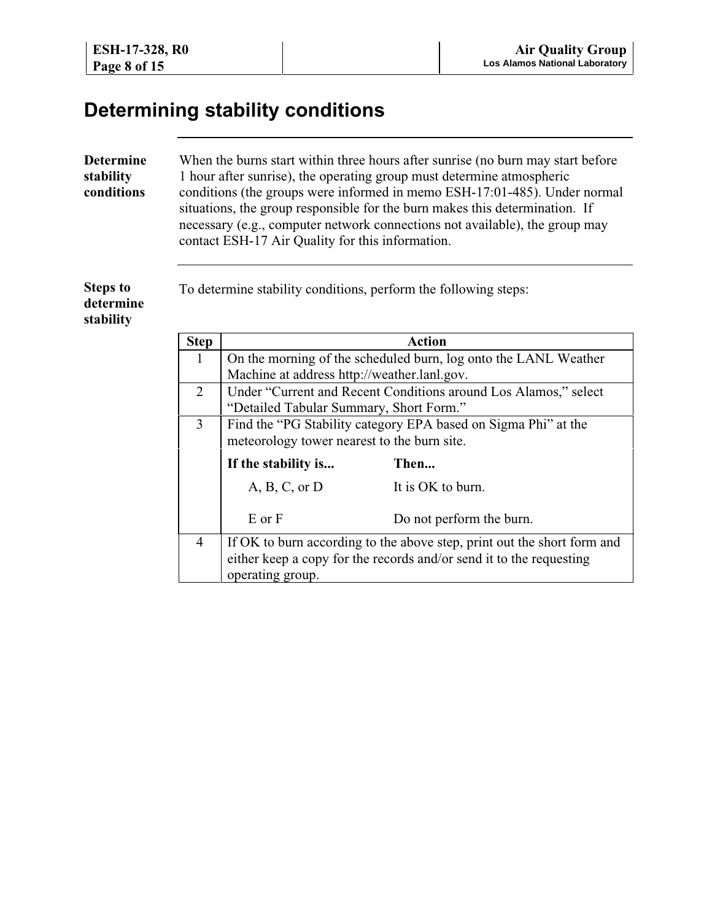# Determining stability conditions

**Determine stability conditions**

When the burns start within three hours after sunrise (no burn may start before 1 hour after sunrise), the operating group must determine atmospheric conditions (the groups were informed in memo ESH-17:01-485). Under normal situations, the group responsible for the burn makes this determination. If necessary (e.g., computer network connections not available), the group may contact ESH-17 Air Quality for this information.

**Steps to determine stability**

To determine stability conditions, perform the following steps:

| Step | Action |
|---|---|
| 1 | On the morning of the scheduled burn, log onto the LANL Weather Machine at address http://weather.lanl.gov. |
| 2 | Under "Current and Recent Conditions around Los Alamos," select "Detailed Tabular Summary, Short Form." |
| 3 | Find the "PG Stability category EPA based on Sigma Phi" at the meteorology tower nearest to the burn site.<br><br>**If the stability is...** — **Then...**<br>A, B, C, or D — It is OK to burn.<br>E or F — Do not perform the burn. |
| 4 | If OK to burn according to the above step, print out the short form and either keep a copy for the records and/or send it to the requesting operating group. |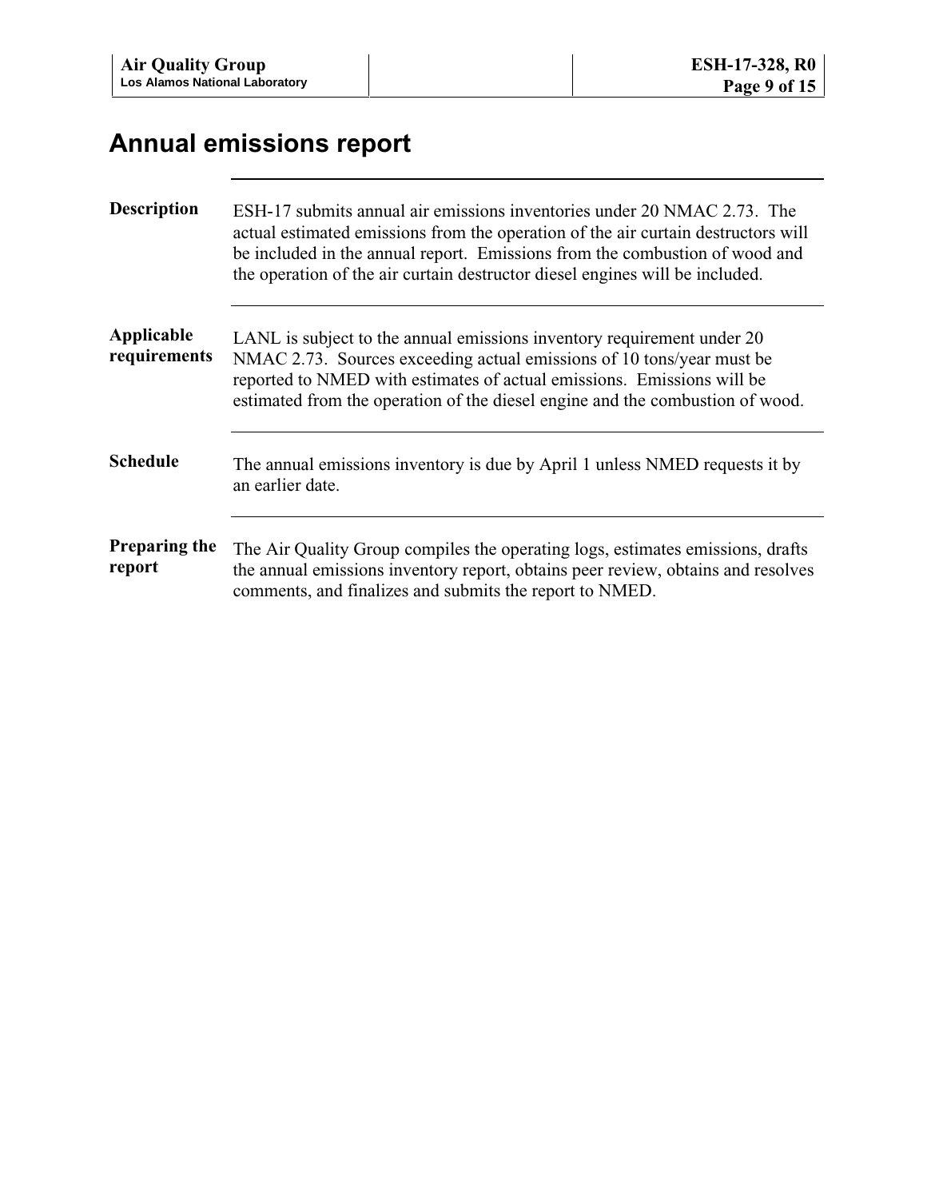# Annual emissions report

**Description**

ESH-17 submits annual air emissions inventories under 20 NMAC 2.73. The actual estimated emissions from the operation of the air curtain destructors will be included in the annual report. Emissions from the combustion of wood and the operation of the air curtain destructor diesel engines will be included.

**Applicable requirements**

LANL is subject to the annual emissions inventory requirement under 20 NMAC 2.73. Sources exceeding actual emissions of 10 tons/year must be reported to NMED with estimates of actual emissions. Emissions will be estimated from the operation of the diesel engine and the combustion of wood.

**Schedule**

The annual emissions inventory is due by April 1 unless NMED requests it by an earlier date.

**Preparing the report**

The Air Quality Group compiles the operating logs, estimates emissions, drafts the annual emissions inventory report, obtains peer review, obtains and resolves comments, and finalizes and submits the report to NMED.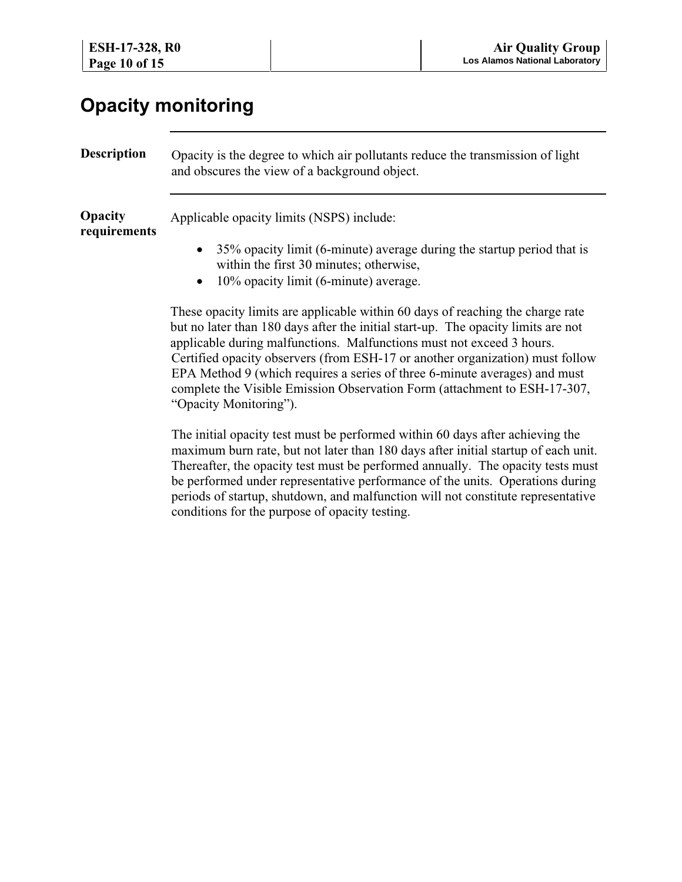# Opacity monitoring

**Description**

Opacity is the degree to which air pollutants reduce the transmission of light and obscures the view of a background object.

**Opacity requirements**

Applicable opacity limits (NSPS) include:

- 35% opacity limit (6-minute) average during the startup period that is within the first 30 minutes; otherwise,
- 10% opacity limit (6-minute) average.

These opacity limits are applicable within 60 days of reaching the charge rate but no later than 180 days after the initial start-up. The opacity limits are not applicable during malfunctions. Malfunctions must not exceed 3 hours. Certified opacity observers (from ESH-17 or another organization) must follow EPA Method 9 (which requires a series of three 6-minute averages) and must complete the Visible Emission Observation Form (attachment to ESH-17-307, "Opacity Monitoring").

The initial opacity test must be performed within 60 days after achieving the maximum burn rate, but not later than 180 days after initial startup of each unit. Thereafter, the opacity test must be performed annually. The opacity tests must be performed under representative performance of the units. Operations during periods of startup, shutdown, and malfunction will not constitute representative conditions for the purpose of opacity testing.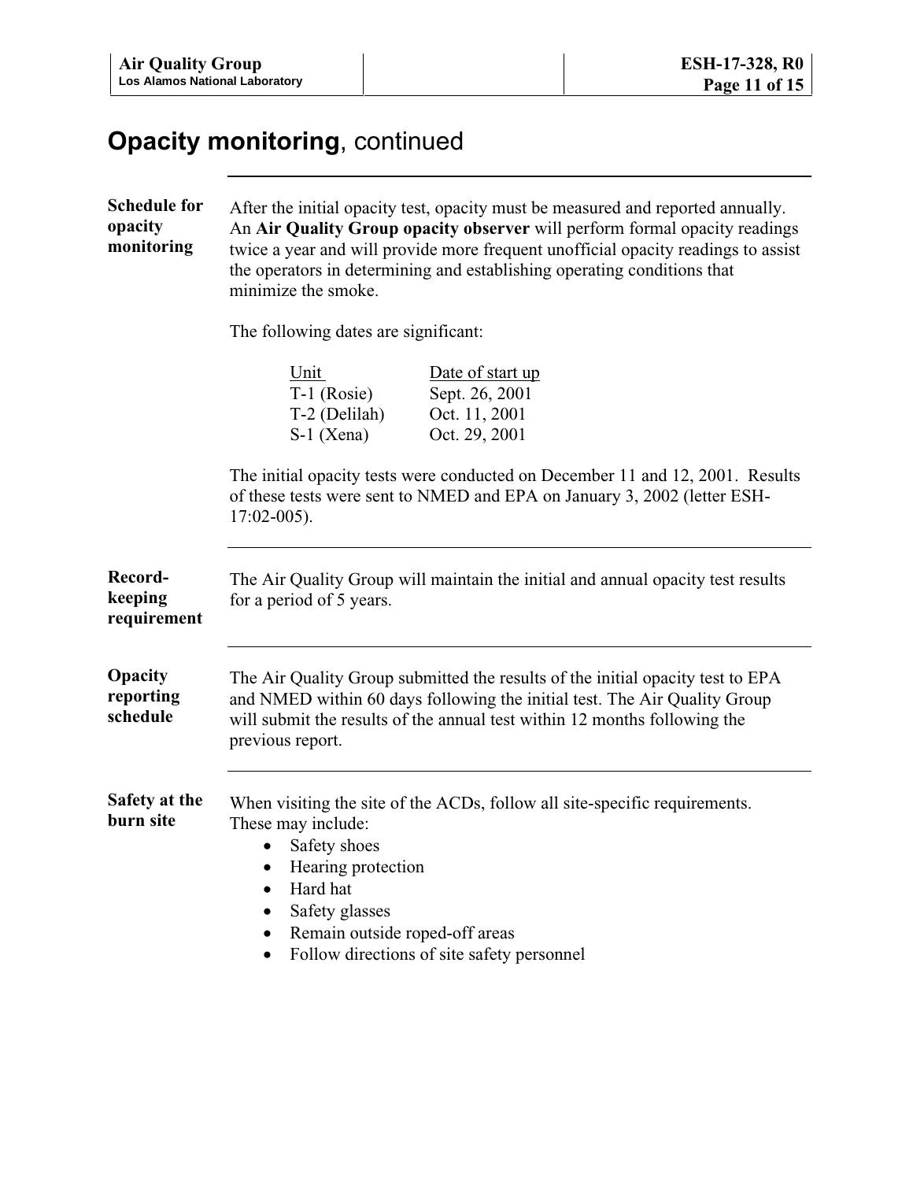# Opacity monitoring, continued

**Schedule for opacity monitoring**

After the initial opacity test, opacity must be measured and reported annually. An **Air Quality Group opacity observer** will perform formal opacity readings twice a year and will provide more frequent unofficial opacity readings to assist the operators in determining and establishing operating conditions that minimize the smoke.

The following dates are significant:

| Unit | Date of start up |
|---|---|
| T-1 (Rosie) | Sept. 26, 2001 |
| T-2 (Delilah) | Oct. 11, 2001 |
| S-1 (Xena) | Oct. 29, 2001 |

The initial opacity tests were conducted on December 11 and 12, 2001. Results of these tests were sent to NMED and EPA on January 3, 2002 (letter ESH-17:02-005).

**Record-keeping requirement**

The Air Quality Group will maintain the initial and annual opacity test results for a period of 5 years.

**Opacity reporting schedule**

The Air Quality Group submitted the results of the initial opacity test to EPA and NMED within 60 days following the initial test. The Air Quality Group will submit the results of the annual test within 12 months following the previous report.

**Safety at the burn site**

When visiting the site of the ACDs, follow all site-specific requirements. These may include:

- Safety shoes
- Hearing protection
- Hard hat
- Safety glasses
- Remain outside roped-off areas
- Follow directions of site safety personnel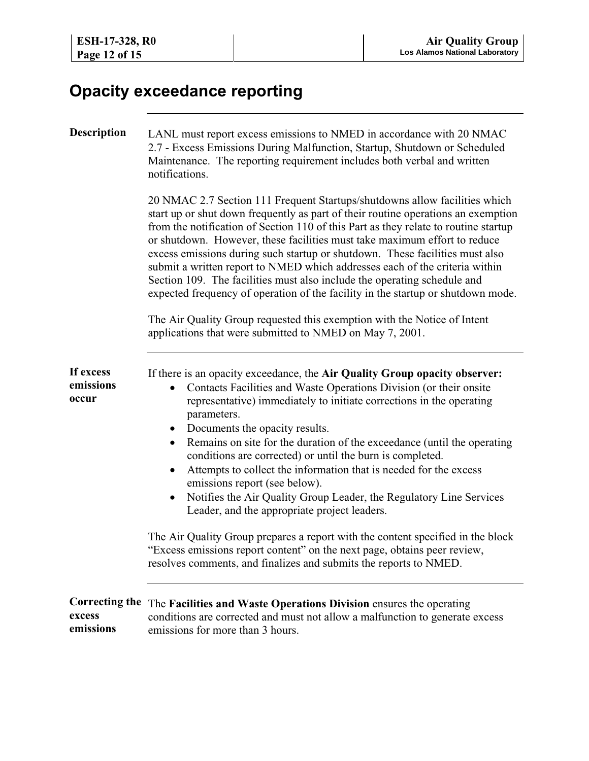# Opacity exceedance reporting

**Description**

LANL must report excess emissions to NMED in accordance with 20 NMAC 2.7 - Excess Emissions During Malfunction, Startup, Shutdown or Scheduled Maintenance. The reporting requirement includes both verbal and written notifications.

20 NMAC 2.7 Section 111 Frequent Startups/shutdowns allow facilities which start up or shut down frequently as part of their routine operations an exemption from the notification of Section 110 of this Part as they relate to routine startup or shutdown. However, these facilities must take maximum effort to reduce excess emissions during such startup or shutdown. These facilities must also submit a written report to NMED which addresses each of the criteria within Section 109. The facilities must also include the operating schedule and expected frequency of operation of the facility in the startup or shutdown mode.

The Air Quality Group requested this exemption with the Notice of Intent applications that were submitted to NMED on May 7, 2001.

**If excess emissions occur**

If there is an opacity exceedance, the **Air Quality Group opacity observer:**

- Contacts Facilities and Waste Operations Division (or their onsite representative) immediately to initiate corrections in the operating parameters.
- Documents the opacity results.
- Remains on site for the duration of the exceedance (until the operating conditions are corrected) or until the burn is completed.
- Attempts to collect the information that is needed for the excess emissions report (see below).
- Notifies the Air Quality Group Leader, the Regulatory Line Services Leader, and the appropriate project leaders.

The Air Quality Group prepares a report with the content specified in the block "Excess emissions report content" on the next page, obtains peer review, resolves comments, and finalizes and submits the reports to NMED.

**Correcting the excess emissions**

The **Facilities and Waste Operations Division** ensures the operating conditions are corrected and must not allow a malfunction to generate excess emissions for more than 3 hours.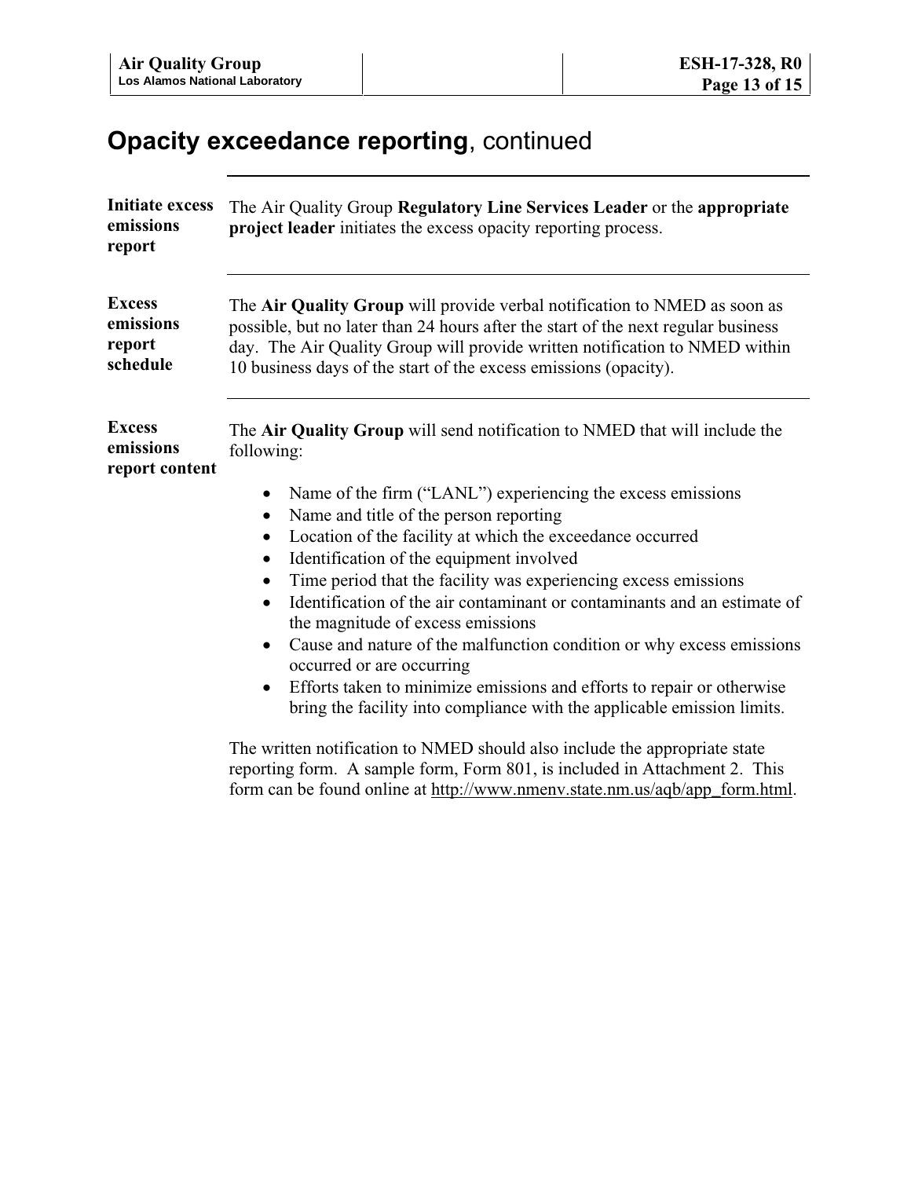# **Opacity exceedance reporting**, continued

**Initiate excess emissions report**

The Air Quality Group **Regulatory Line Services Leader** or the **appropriate project leader** initiates the excess opacity reporting process.

**Excess emissions report schedule**

The **Air Quality Group** will provide verbal notification to NMED as soon as possible, but no later than 24 hours after the start of the next regular business day. The Air Quality Group will provide written notification to NMED within 10 business days of the start of the excess emissions (opacity).

**Excess emissions report content**

The **Air Quality Group** will send notification to NMED that will include the following:

- Name of the firm ("LANL") experiencing the excess emissions
- Name and title of the person reporting
- Location of the facility at which the exceedance occurred
- Identification of the equipment involved
- Time period that the facility was experiencing excess emissions
- Identification of the air contaminant or contaminants and an estimate of the magnitude of excess emissions
- Cause and nature of the malfunction condition or why excess emissions occurred or are occurring
- Efforts taken to minimize emissions and efforts to repair or otherwise bring the facility into compliance with the applicable emission limits.

The written notification to NMED should also include the appropriate state reporting form. A sample form, Form 801, is included in Attachment 2. This form can be found online at http://www.nmenv.state.nm.us/aqb/app_form.html.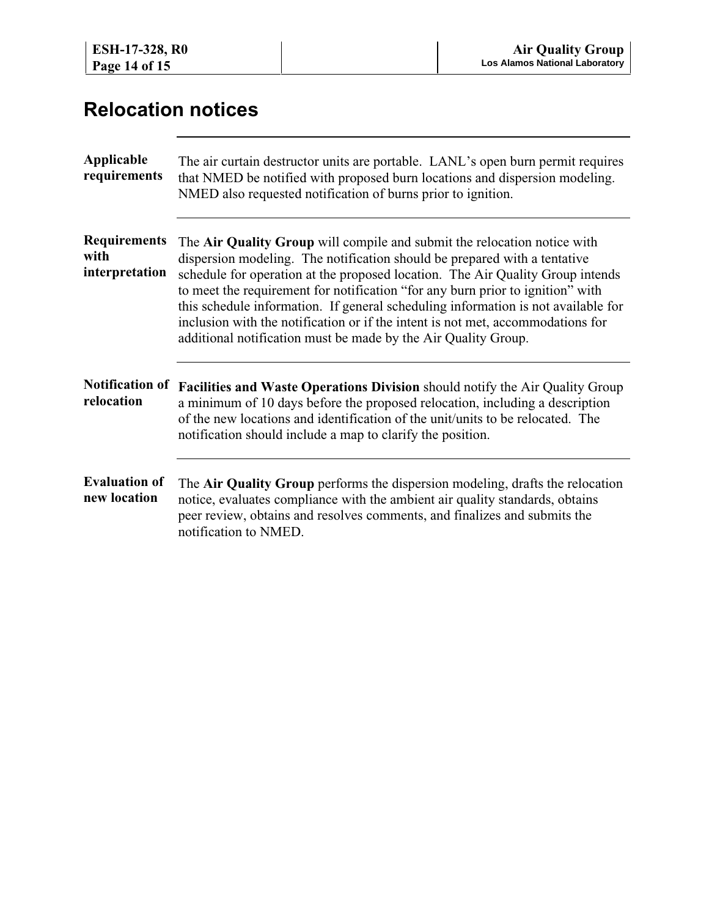# Relocation notices

**Applicable requirements**

The air curtain destructor units are portable. LANL's open burn permit requires that NMED be notified with proposed burn locations and dispersion modeling. NMED also requested notification of burns prior to ignition.

**Requirements with interpretation**

The **Air Quality Group** will compile and submit the relocation notice with dispersion modeling. The notification should be prepared with a tentative schedule for operation at the proposed location. The Air Quality Group intends to meet the requirement for notification "for any burn prior to ignition" with this schedule information. If general scheduling information is not available for inclusion with the notification or if the intent is not met, accommodations for additional notification must be made by the Air Quality Group.

**Notification of relocation**

**Facilities and Waste Operations Division** should notify the Air Quality Group a minimum of 10 days before the proposed relocation, including a description of the new locations and identification of the unit/units to be relocated. The notification should include a map to clarify the position.

**Evaluation of new location**

The **Air Quality Group** performs the dispersion modeling, drafts the relocation notice, evaluates compliance with the ambient air quality standards, obtains peer review, obtains and resolves comments, and finalizes and submits the notification to NMED.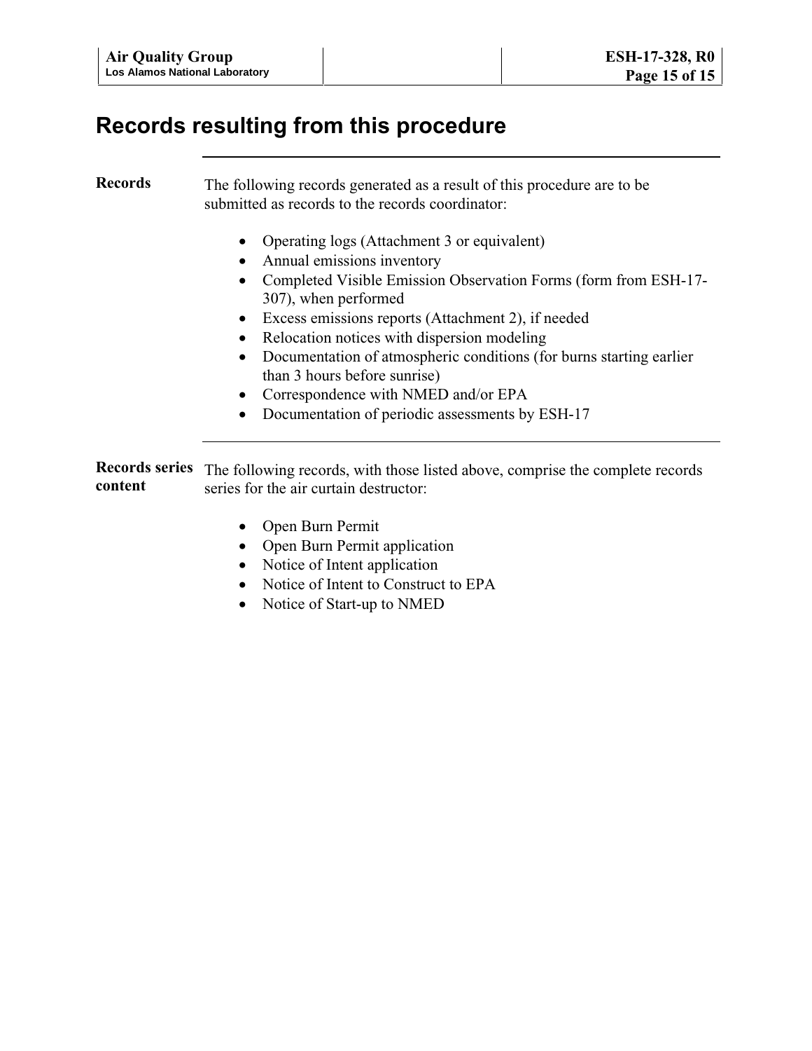# Records resulting from this procedure

**Records**

The following records generated as a result of this procedure are to be submitted as records to the records coordinator:

- Operating logs (Attachment 3 or equivalent)
- Annual emissions inventory
- Completed Visible Emission Observation Forms (form from ESH-17-307), when performed
- Excess emissions reports (Attachment 2), if needed
- Relocation notices with dispersion modeling
- Documentation of atmospheric conditions (for burns starting earlier than 3 hours before sunrise)
- Correspondence with NMED and/or EPA
- Documentation of periodic assessments by ESH-17

**Records series content**

The following records, with those listed above, comprise the complete records series for the air curtain destructor:

- Open Burn Permit
- Open Burn Permit application
- Notice of Intent application
- Notice of Intent to Construct to EPA
- Notice of Start-up to NMED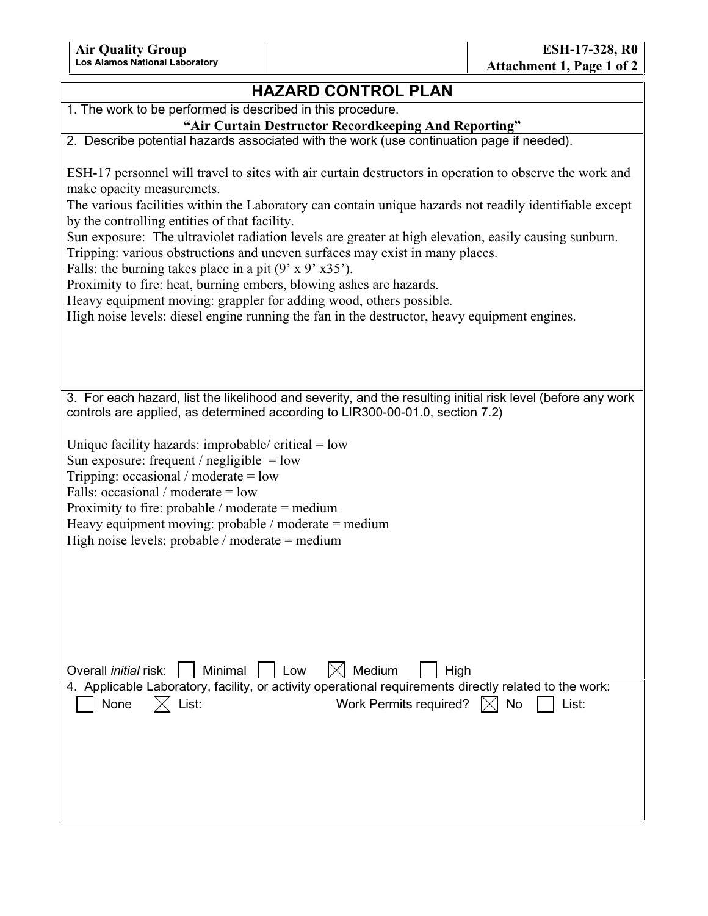# HAZARD CONTROL PLAN

1. The work to be performed is described in this procedure.

**"Air Curtain Destructor Recordkeeping And Reporting"**

2. Describe potential hazards associated with the work (use continuation page if needed).

ESH-17 personnel will travel to sites with air curtain destructors in operation to observe the work and make opacity measuremets.
The various facilities within the Laboratory can contain unique hazards not readily identifiable except by the controlling entities of that facility.
Sun exposure: The ultraviolet radiation levels are greater at high elevation, easily causing sunburn.
Tripping: various obstructions and uneven surfaces may exist in many places.
Falls: the burning takes place in a pit (9' x 9' x35').
Proximity to fire: heat, burning embers, blowing ashes are hazards.
Heavy equipment moving: grappler for adding wood, others possible.
High noise levels: diesel engine running the fan in the destructor, heavy equipment engines.

3. For each hazard, list the likelihood and severity, and the resulting initial risk level (before any work controls are applied, as determined according to LIR300-00-01.0, section 7.2)

Unique facility hazards: improbable/ critical = low
Sun exposure: frequent / negligible = low
Tripping: occasional / moderate = low
Falls: occasional / moderate = low
Proximity to fire: probable / moderate = medium
Heavy equipment moving: probable / moderate = medium
High noise levels: probable / moderate = medium

Overall *initial* risk: ☐ Minimal ☐ Low ☒ Medium ☐ High

4. Applicable Laboratory, facility, or activity operational requirements directly related to the work:

☐ None ☒ List: Work Permits required? ☒ No ☐ List: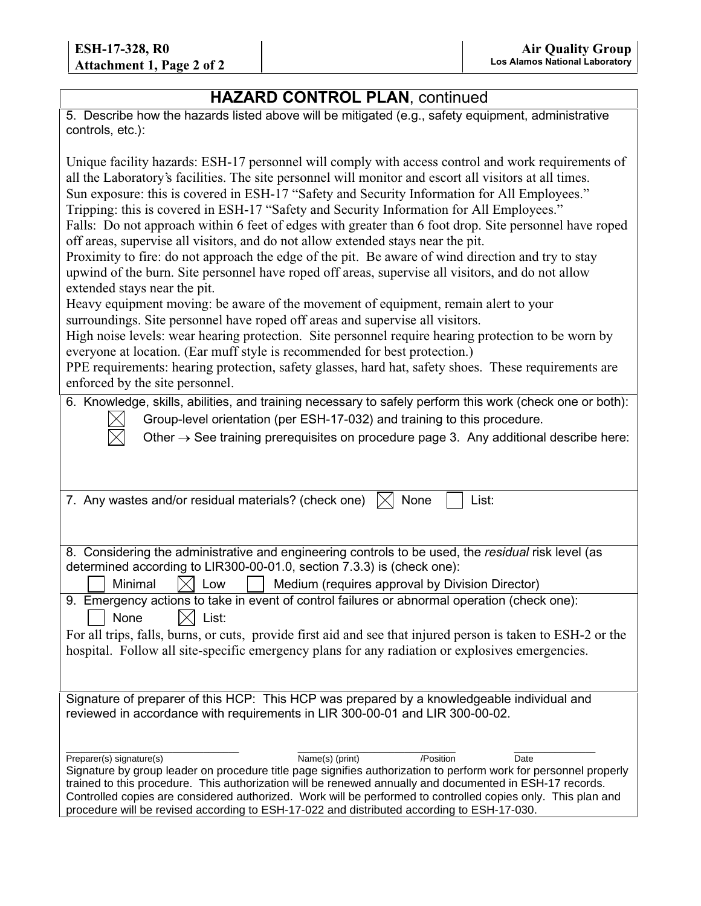## HAZARD CONTROL PLAN, continued

5. Describe how the hazards listed above will be mitigated (e.g., safety equipment, administrative controls, etc.):

Unique facility hazards: ESH-17 personnel will comply with access control and work requirements of all the Laboratory's facilities. The site personnel will monitor and escort all visitors at all times.
Sun exposure: this is covered in ESH-17 "Safety and Security Information for All Employees."
Tripping: this is covered in ESH-17 "Safety and Security Information for All Employees."
Falls: Do not approach within 6 feet of edges with greater than 6 foot drop. Site personnel have roped off areas, supervise all visitors, and do not allow extended stays near the pit.
Proximity to fire: do not approach the edge of the pit. Be aware of wind direction and try to stay upwind of the burn. Site personnel have roped off areas, supervise all visitors, and do not allow extended stays near the pit.
Heavy equipment moving: be aware of the movement of equipment, remain alert to your surroundings. Site personnel have roped off areas and supervise all visitors.
High noise levels: wear hearing protection. Site personnel require hearing protection to be worn by everyone at location. (Ear muff style is recommended for best protection.)
PPE requirements: hearing protection, safety glasses, hard hat, safety shoes. These requirements are enforced by the site personnel.

6. Knowledge, skills, abilities, and training necessary to safely perform this work (check one or both):

- [x] Group-level orientation (per ESH-17-032) and training to this procedure.
- [x] Other → See training prerequisites on procedure page 3. Any additional describe here:

7. Any wastes and/or residual materials? (check one) [x] None [ ] List:

8. Considering the administrative and engineering controls to be used, the *residual* risk level (as determined according to LIR300-00-01.0, section 7.3.3) is (check one):

[ ] Minimal [x] Low [ ] Medium (requires approval by Division Director)

9. Emergency actions to take in event of control failures or abnormal operation (check one):

[ ] None [x] List:

For all trips, falls, burns, or cuts, provide first aid and see that injured person is taken to ESH-2 or the hospital. Follow all site-specific emergency plans for any radiation or explosives emergencies.

Signature of preparer of this HCP: This HCP was prepared by a knowledgeable individual and reviewed in accordance with requirements in LIR 300-00-01 and LIR 300-00-02.

______________________ ______________________ ______________
Preparer(s) signature(s) Name(s) (print) /Position Date

Signature by group leader on procedure title page signifies authorization to perform work for personnel properly trained to this procedure. This authorization will be renewed annually and documented in ESH-17 records. Controlled copies are considered authorized. Work will be performed to controlled copies only. This plan and procedure will be revised according to ESH-17-022 and distributed according to ESH-17-030.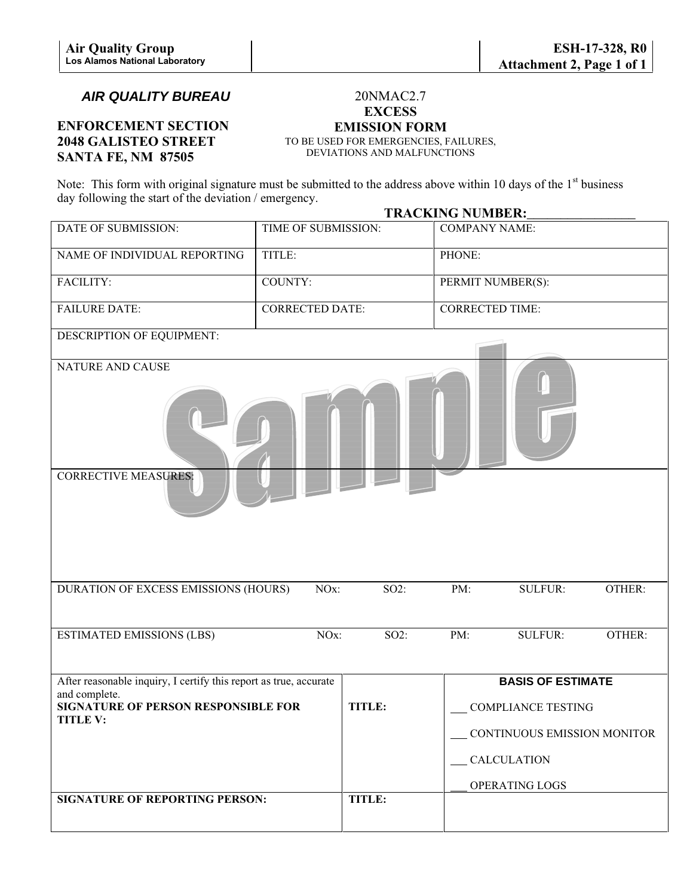**AIR QUALITY BUREAU**

**ENFORCEMENT SECTION**
**2048 GALISTEO STREET**
**SANTA FE, NM 87505**

20NMAC2.7

**EXCESS**
**EMISSION FORM**

TO BE USED FOR EMERGENCIES, FAILURES, DEVIATIONS AND MALFUNCTIONS

Note: This form with original signature must be submitted to the address above within 10 days of the 1st business day following the start of the deviation / emergency.

**TRACKING NUMBER:________________**

| | | |
|---|---|---|
| DATE OF SUBMISSION: | TIME OF SUBMISSION: | COMPANY NAME: |
| NAME OF INDIVIDUAL REPORTING | TITLE: | PHONE: |
| FACILITY: | COUNTY: | PERMIT NUMBER(S): |
| FAILURE DATE: | CORRECTED DATE: | CORRECTED TIME: |

DESCRIPTION OF EQUIPMENT:

NATURE AND CAUSE

CORRECTIVE MEASURES:

| | | | | | |
|---|---|---|---|---|---|
| DURATION OF EXCESS EMISSIONS (HOURS) | NOx: | SO2: | PM: | SULFUR: | OTHER: |
| ESTIMATED EMISSIONS (LBS) | NOx: | SO2: | PM: | SULFUR: | OTHER: |

| | | |
|---|---|---|
| After reasonable inquiry, I certify this report as true, accurate and complete.<br>**SIGNATURE OF PERSON RESPONSIBLE FOR TITLE V:** | **TITLE:** | **BASIS OF ESTIMATE**<br>___ COMPLIANCE TESTING<br>___ CONTINUOUS EMISSION MONITOR<br>___ CALCULATION<br>___ OPERATING LOGS |
| **SIGNATURE OF REPORTING PERSON:** | **TITLE:** | |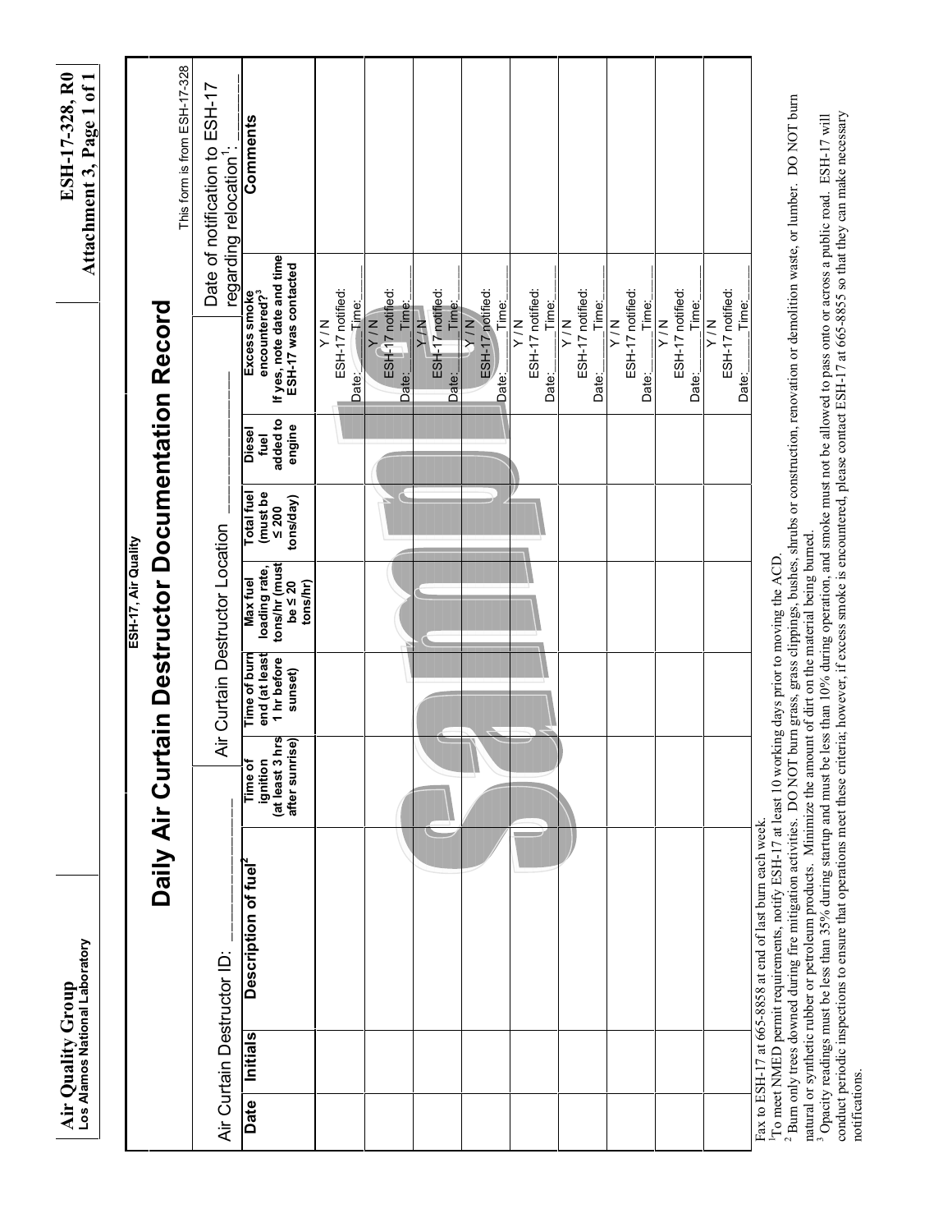# Daily Air Curtain Destructor Documentation Record

ESH-17, Air Quality

This form is from ESH-17-328

Air Curtain Destructor ID: \_\_\_\_\_\_\_\_\_\_\_\_ Air Curtain Destructor Location \_\_\_\_\_\_\_\_\_\_\_\_ Date of notification to ESH-17 regarding relocation[1]: \_\_\_\_\_\_\_

| Date | Initials | Description of fuel[2] | Time of ignition (at least 3 hrs after sunrise) | Time of burn end (at least 1 hr before sunset) | Max fuel loading rate, tons/hr (must be ≤ 20 tons/hr) | Total fuel (must be ≤ 200 tons/day) | Diesel fuel added to engine | Excess smoke encountered?[3] If yes, note date and time ESH-17 was contacted | Comments |
|---|---|---|---|---|---|---|---|---|---|
| | | | | | | | | Y / N ESH-17 notified: Date:\_\_\_\_ Time:\_\_\_\_ | |
| | | | | | | | | Y / N ESH-17 notified: Date:\_\_\_\_ Time:\_\_\_\_ | |
| | | | | | | | | Y / N ESH-17 notified: Date:\_\_\_\_ Time:\_\_\_\_ | |
| | | | | | | | | Y / N ESH-17 notified: Date:\_\_\_\_ Time:\_\_\_\_ | |
| | | | | | | | | Y / N ESH-17 notified: Date:\_\_\_\_ Time:\_\_\_\_ | |
| | | | | | | | | Y / N ESH-17 notified: Date:\_\_\_\_ Time:\_\_\_\_ | |
| | | | | | | | | Y / N ESH-17 notified: Date:\_\_\_\_ Time:\_\_\_\_ | |
| | | | | | | | | Y / N ESH-17 notified: Date:\_\_\_\_ Time:\_\_\_\_ | |
| | | | | | | | | Y / N ESH-17 notified: Date:\_\_\_\_ Time:\_\_\_\_ | |

Fax to ESH-17 at 665-8858 at end of last burn each week.

[1] To meet NMED permit requirements, notify ESH-17 at least 10 working days prior to moving the ACD.

[2] Burn only trees downed during fire mitigation activities. DO NOT burn grass, grass clippings, bushes, shrubs or construction, renovation or demolition waste, or lumber. DO NOT burn natural or synthetic rubber or petroleum products. Minimize the amount of dirt on the material being burned.

[3] Opacity readings must be less than 35% during startup and must be less than 10% during operation, and smoke must not be allowed to pass onto or across a public road. ESH-17 will conduct periodic inspections to ensure that operations meet these criteria; however, if excess smoke is encountered, please contact ESH-17 at 665-8855 so that they can make necessary notifications.